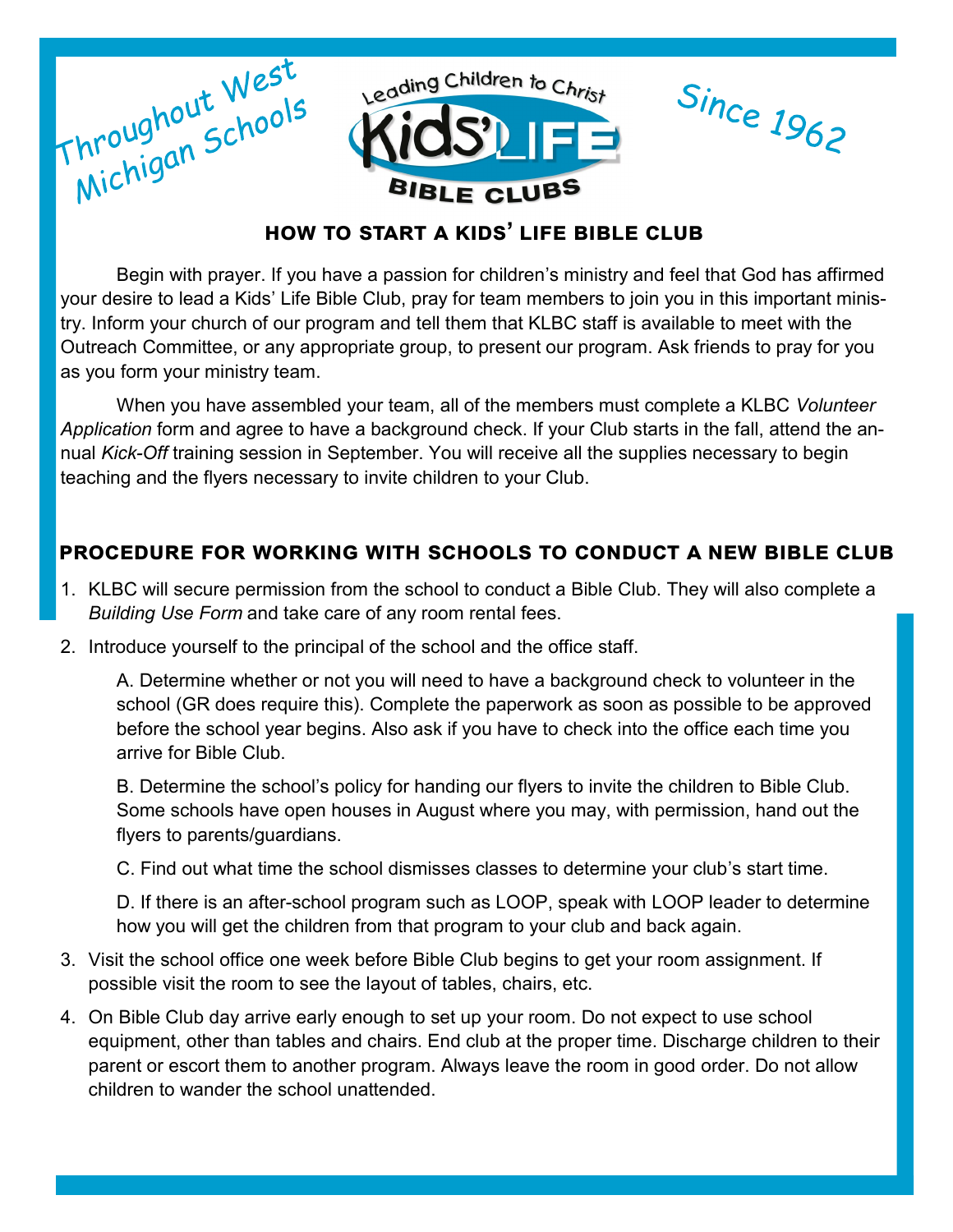Throughout West Michigan Schools

Leading Children to Christ

Kids' LIFE

BIBLE CLUBS

Since 1962

## HOW TO START A KIDS' LIFE BIBLE CLUB

Begin with prayer. If you have a passion for children's ministry and feel that God has affirmed your desire to lead a Kids' Life Bible Club, pray for team members to join you in this important ministry. Inform your church of our program and tell them that KLBC staff is available to meet with the Outreach Committee, or any appropriate group, to present our program. Ask friends to pray for you as you form your ministry team.

When you have assembled your team, all of the members must complete a KLBC *Volunteer Application* form and agree to have a background check. If your Club starts in the fall, attend the annual *Kick-Off* training session in September. You will receive all the supplies necessary to begin teaching and the flyers necessary to invite children to your Club.

## PROCEDURE FOR WORKING WITH SCHOOLS TO CONDUCT A NEW BIBLE CLUB

1. KLBC will secure permission from the school to conduct a Bible Club. They will also complete a *Building Use Form* and take care of any room rental fees.
2. Introduce yourself to the principal of the school and the office staff.

   A. Determine whether or not you will need to have a background check to volunteer in the school (GR does require this). Complete the paperwork as soon as possible to be approved before the school year begins. Also ask if you have to check into the office each time you arrive for Bible Club.

   B. Determine the school's policy for handing our flyers to invite the children to Bible Club. Some schools have open houses in August where you may, with permission, hand out the flyers to parents/guardians.

   C. Find out what time the school dismisses classes to determine your club's start time.

   D. If there is an after-school program such as LOOP, speak with LOOP leader to determine how you will get the children from that program to your club and back again.
3. Visit the school office one week before Bible Club begins to get your room assignment. If possible visit the room to see the layout of tables, chairs, etc.
4. On Bible Club day arrive early enough to set up your room. Do not expect to use school equipment, other than tables and chairs. End club at the proper time. Discharge children to their parent or escort them to another program. Always leave the room in good order. Do not allow children to wander the school unattended.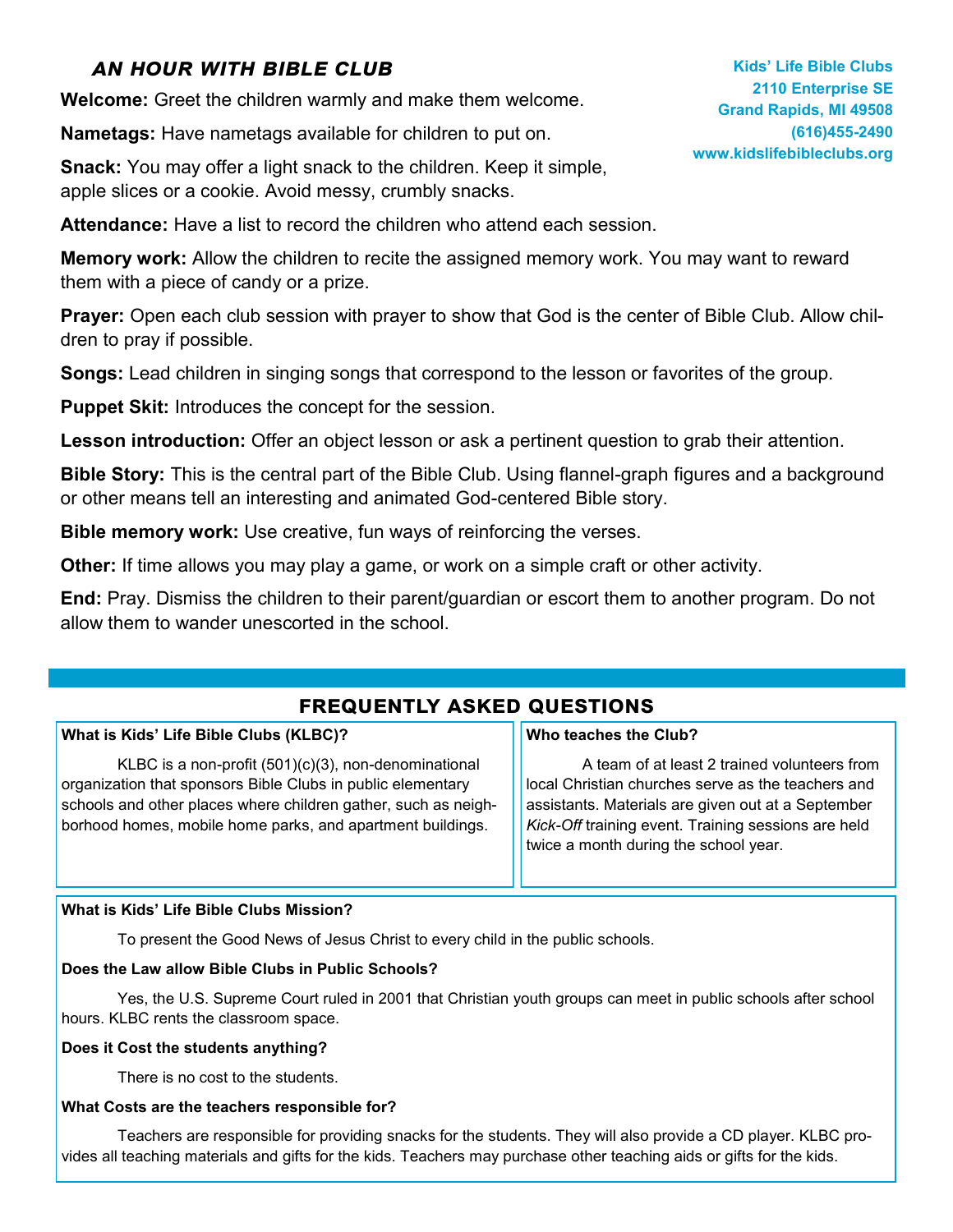## *AN HOUR WITH BIBLE CLUB*

**Kids' Life Bible Clubs**
**2110 Enterprise SE**
**Grand Rapids, MI 49508**
**(616)455-2490**
**www.kidslifebibleclubs.org**

**Welcome:** Greet the children warmly and make them welcome.

**Nametags:** Have nametags available for children to put on.

**Snack:** You may offer a light snack to the children. Keep it simple, apple slices or a cookie. Avoid messy, crumbly snacks.

**Attendance:** Have a list to record the children who attend each session.

**Memory work:** Allow the children to recite the assigned memory work. You may want to reward them with a piece of candy or a prize.

**Prayer:** Open each club session with prayer to show that God is the center of Bible Club. Allow children to pray if possible.

**Songs:** Lead children in singing songs that correspond to the lesson or favorites of the group.

**Puppet Skit:** Introduces the concept for the session.

**Lesson introduction:** Offer an object lesson or ask a pertinent question to grab their attention.

**Bible Story:** This is the central part of the Bible Club. Using flannel-graph figures and a background or other means tell an interesting and animated God-centered Bible story.

**Bible memory work:** Use creative, fun ways of reinforcing the verses.

**Other:** If time allows you may play a game, or work on a simple craft or other activity.

**End:** Pray. Dismiss the children to their parent/guardian or escort them to another program. Do not allow them to wander unescorted in the school.

## FREQUENTLY ASKED QUESTIONS

**What is Kids' Life Bible Clubs (KLBC)?**

KLBC is a non-profit (501)(c)(3), non-denominational organization that sponsors Bible Clubs in public elementary schools and other places where children gather, such as neighborhood homes, mobile home parks, and apartment buildings.

**Who teaches the Club?**

A team of at least 2 trained volunteers from local Christian churches serve as the teachers and assistants. Materials are given out at a September *Kick-Off* training event. Training sessions are held twice a month during the school year.

**What is Kids' Life Bible Clubs Mission?**

To present the Good News of Jesus Christ to every child in the public schools.

**Does the Law allow Bible Clubs in Public Schools?**

Yes, the U.S. Supreme Court ruled in 2001 that Christian youth groups can meet in public schools after school hours. KLBC rents the classroom space.

**Does it Cost the students anything?**

There is no cost to the students.

**What Costs are the teachers responsible for?**

Teachers are responsible for providing snacks for the students. They will also provide a CD player. KLBC provides all teaching materials and gifts for the kids. Teachers may purchase other teaching aids or gifts for the kids.